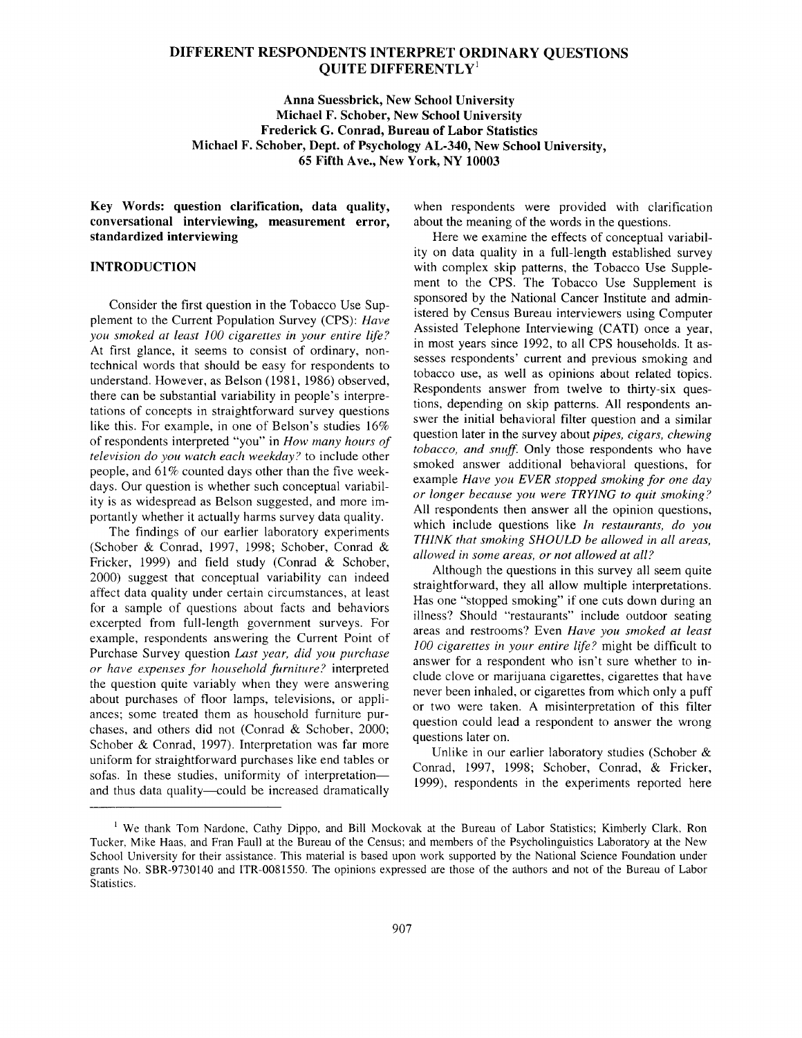# DIFFERENT RESPONDENTS INTERPRET ORDINARY QUESTIONS QUITE DIFFERENTLY[1]

**Anna Suessbrick, New School University**
**Michael F. Schober, New School University**
**Frederick G. Conrad, Bureau of Labor Statistics**
**Michael F. Schober, Dept. of Psychology AL-340, New School University, 65 Fifth Ave., New York, NY 10003**

**Key Words: question clarification, data quality, conversational interviewing, measurement error, standardized interviewing**

## INTRODUCTION

Consider the first question in the Tobacco Use Supplement to the Current Population Survey (CPS): *Have you smoked at least 100 cigarettes in your entire life?* At first glance, it seems to consist of ordinary, nontechnical words that should be easy for respondents to understand. However, as Belson (1981, 1986) observed, there can be substantial variability in people's interpretations of concepts in straightforward survey questions like this. For example, in one of Belson's studies 16% of respondents interpreted "you" in *How many hours of television do you watch each weekday?* to include other people, and 61% counted days other than the five weekdays. Our question is whether such conceptual variability is as widespread as Belson suggested, and more importantly whether it actually harms survey data quality.

The findings of our earlier laboratory experiments (Schober & Conrad, 1997, 1998; Schober, Conrad & Fricker, 1999) and field study (Conrad & Schober, 2000) suggest that conceptual variability can indeed affect data quality under certain circumstances, at least for a sample of questions about facts and behaviors excerpted from full-length government surveys. For example, respondents answering the Current Point of Purchase Survey question *Last year, did you purchase or have expenses for household furniture?* interpreted the question quite variably when they were answering about purchases of floor lamps, televisions, or appliances; some treated them as household furniture purchases, and others did not (Conrad & Schober, 2000; Schober & Conrad, 1997). Interpretation was far more uniform for straightforward purchases like end tables or sofas. In these studies, uniformity of interpretation—and thus data quality—could be increased dramatically when respondents were provided with clarification about the meaning of the words in the questions.

Here we examine the effects of conceptual variability on data quality in a full-length established survey with complex skip patterns, the Tobacco Use Supplement to the CPS. The Tobacco Use Supplement is sponsored by the National Cancer Institute and administered by Census Bureau interviewers using Computer Assisted Telephone Interviewing (CATI) once a year, in most years since 1992, to all CPS households. It assesses respondents' current and previous smoking and tobacco use, as well as opinions about related topics. Respondents answer from twelve to thirty-six questions, depending on skip patterns. All respondents answer the initial behavioral filter question and a similar question later in the survey about *pipes, cigars, chewing tobacco, and snuff.* Only those respondents who have smoked answer additional behavioral questions, for example *Have you EVER stopped smoking for one day or longer because you were TRYING to quit smoking?* All respondents then answer all the opinion questions, which include questions like *In restaurants, do you THINK that smoking SHOULD be allowed in all areas, allowed in some areas, or not allowed at all?*

Although the questions in this survey all seem quite straightforward, they all allow multiple interpretations. Has one "stopped smoking" if one cuts down during an illness? Should "restaurants" include outdoor seating areas and restrooms? Even *Have you smoked at least 100 cigarettes in your entire life?* might be difficult to answer for a respondent who isn't sure whether to include clove or marijuana cigarettes, cigarettes that have never been inhaled, or cigarettes from which only a puff or two were taken. A misinterpretation of this filter question could lead a respondent to answer the wrong questions later on.

Unlike in our earlier laboratory studies (Schober & Conrad, 1997, 1998; Schober, Conrad, & Fricker, 1999), respondents in the experiments reported here

---

[1] We thank Tom Nardone, Cathy Dippo, and Bill Mockovak at the Bureau of Labor Statistics; Kimberly Clark, Ron Tucker, Mike Haas, and Fran Faull at the Bureau of the Census; and members of the Psycholinguistics Laboratory at the New School University for their assistance. This material is based upon work supported by the National Science Foundation under grants No. SBR-9730140 and ITR-0081550. The opinions expressed are those of the authors and not of the Bureau of Labor Statistics.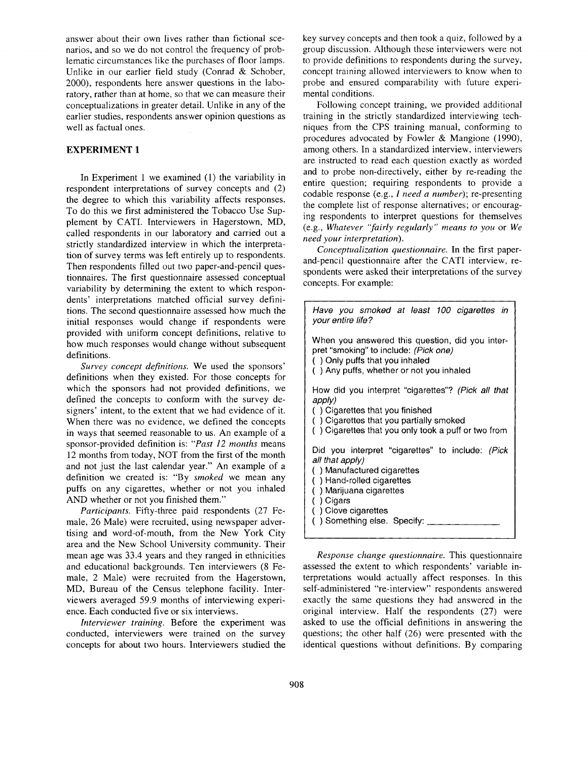answer about their own lives rather than fictional scenarios, and so we do not control the frequency of problematic circumstances like the purchases of floor lamps. Unlike in our earlier field study (Conrad & Schober, 2000), respondents here answer questions in the laboratory, rather than at home, so that we can measure their conceptualizations in greater detail. Unlike in any of the earlier studies, respondents answer opinion questions as well as factual ones.

## EXPERIMENT 1

In Experiment 1 we examined (1) the variability in respondent interpretations of survey concepts and (2) the degree to which this variability affects responses. To do this we first administered the Tobacco Use Supplement by CATI. Interviewers in Hagerstown, MD, called respondents in our laboratory and carried out a strictly standardized interview in which the interpretation of survey terms was left entirely up to respondents. Then respondents filled out two paper-and-pencil questionnaires. The first questionnaire assessed conceptual variability by determining the extent to which respondents' interpretations matched official survey definitions. The second questionnaire assessed how much the initial responses would change if respondents were provided with uniform concept definitions, relative to how much responses would change without subsequent definitions.

*Survey concept definitions.* We used the sponsors' definitions when they existed. For those concepts for which the sponsors had not provided definitions, we defined the concepts to conform with the survey designers' intent, to the extent that we had evidence of it. When there was no evidence, we defined the concepts in ways that seemed reasonable to us. An example of a sponsor-provided definition is: "*Past 12 months* means 12 months from today, NOT from the first of the month and not just the last calendar year." An example of a definition we created is: "By *smoked* we mean any puffs on any cigarettes, whether or not you inhaled AND whether or not you finished them."

*Participants.* Fifty-three paid respondents (27 Female, 26 Male) were recruited, using newspaper advertising and word-of-mouth, from the New York City area and the New School University community. Their mean age was 33.4 years and they ranged in ethnicities and educational backgrounds. Ten interviewers (8 Female, 2 Male) were recruited from the Hagerstown, MD, Bureau of the Census telephone facility. Interviewers averaged 59.9 months of interviewing experience. Each conducted five or six interviews.

*Interviewer training.* Before the experiment was conducted, interviewers were trained on the survey concepts for about two hours. Interviewers studied the key survey concepts and then took a quiz, followed by a group discussion. Although these interviewers were not to provide definitions to respondents during the survey, concept training allowed interviewers to know when to probe and ensured comparability with future experimental conditions.

Following concept training, we provided additional training in the strictly standardized interviewing techniques from the CPS training manual, conforming to procedures advocated by Fowler & Mangione (1990), among others. In a standardized interview, interviewers are instructed to read each question exactly as worded and to probe non-directively, either by re-reading the entire question; requiring respondents to provide a codable response (e.g., *I need a number*); re-presenting the complete list of response alternatives; or encouraging respondents to interpret questions for themselves (e.g., *Whatever "fairly regularly" means to you* or *We need your interpretation*).

*Conceptualization questionnaire.* In the first paper-and-pencil questionnaire after the CATI interview, respondents were asked their interpretations of the survey concepts. For example:

> *Have you smoked at least 100 cigarettes in your entire life?*
>
> When you answered this question, did you interpret "smoking" to include: *(Pick one)*
> ( ) Only puffs that you inhaled
> ( ) Any puffs, whether or not you inhaled
>
> How did you interpret "cigarettes"? *(Pick all that apply)*
> ( ) Cigarettes that you finished
> ( ) Cigarettes that you partially smoked
> ( ) Cigarettes that you only took a puff or two from
>
> Did you interpret "cigarettes" to include: *(Pick all that apply)*
> ( ) Manufactured cigarettes
> ( ) Hand-rolled cigarettes
> ( ) Marijuana cigarettes
> ( ) Cigars
> ( ) Clove cigarettes
> ( ) Something else. Specify: ____________

*Response change questionnaire.* This questionnaire assessed the extent to which respondents' variable interpretations would actually affect responses. In this self-administered "re-interview" respondents answered exactly the same questions they had answered in the original interview. Half the respondents (27) were asked to use the official definitions in answering the questions; the other half (26) were presented with the identical questions without definitions. By comparing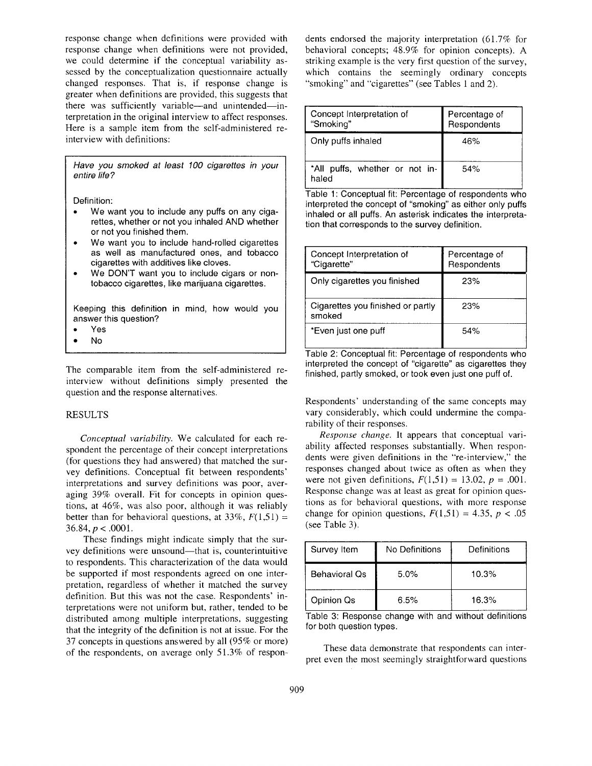response change when definitions were provided with response change when definitions were not provided, we could determine if the conceptual variability assessed by the conceptualization questionnaire actually changed responses. That is, if response change is greater when definitions are provided, this suggests that there was sufficiently variable—and unintended—interpretation in the original interview to affect responses. Here is a sample item from the self-administered re-interview with definitions:

> *Have you smoked at least 100 cigarettes in your entire life?*
>
> Definition:
> - We want you to include any puffs on any cigarettes, whether or not you inhaled AND whether or not you finished them.
> - We want you to include hand-rolled cigarettes as well as manufactured ones, and tobacco cigarettes with additives like cloves.
> - We DON'T want you to include cigars or non-tobacco cigarettes, like marijuana cigarettes.
>
> Keeping this definition in mind, how would you answer this question?
> - Yes
> - No

The comparable item from the self-administered re-interview without definitions simply presented the question and the response alternatives.

## RESULTS

*Conceptual variability.* We calculated for each respondent the percentage of their concept interpretations (for questions they had answered) that matched the survey definitions. Conceptual fit between respondents' interpretations and survey definitions was poor, averaging 39% overall. Fit for concepts in opinion questions, at 46%, was also poor, although it was reliably better than for behavioral questions, at 33%, $F(1,51) = 36.84, p < .0001$.

These findings might indicate simply that the survey definitions were unsound—that is, counterintuitive to respondents. This characterization of the data would be supported if most respondents agreed on one interpretation, regardless of whether it matched the survey definition. But this was not the case. Respondents' interpretations were not uniform but, rather, tended to be distributed among multiple interpretations, suggesting that the integrity of the definition is not at issue. For the 37 concepts in questions answered by all (95% or more) of the respondents, on average only 51.3% of respondents endorsed the majority interpretation (61.7% for behavioral concepts; 48.9% for opinion concepts). A striking example is the very first question of the survey, which contains the seemingly ordinary concepts "smoking" and "cigarettes" (see Tables 1 and 2).

| Concept Interpretation of "Smoking" | Percentage of Respondents |
|---|---|
| Only puffs inhaled | 46% |
| *All puffs, whether or not inhaled | 54% |

Table 1: Conceptual fit: Percentage of respondents who interpreted the concept of "smoking" as either only puffs inhaled or all puffs. An asterisk indicates the interpretation that corresponds to the survey definition.

| Concept Interpretation of "Cigarette" | Percentage of Respondents |
|---|---|
| Only cigarettes you finished | 23% |
| Cigarettes you finished or partly smoked | 23% |
| *Even just one puff | 54% |

Table 2: Conceptual fit: Percentage of respondents who interpreted the concept of "cigarette" as cigarettes they finished, partly smoked, or took even just one puff of.

Respondents' understanding of the same concepts may vary considerably, which could undermine the comparability of their responses.

*Response change.* It appears that conceptual variability affected responses substantially. When respondents were given definitions in the "re-interview," the responses changed about twice as often as when they were not given definitions, $F(1,51) = 13.02, p = .001$. Response change was at least as great for opinion questions as for behavioral questions, with more response change for opinion questions, $F(1,51) = 4.35, p < .05$ (see Table 3).

| Survey Item | No Definitions | Definitions |
|---|---|---|
| Behavioral Qs | 5.0% | 10.3% |
| Opinion Qs | 6.5% | 16.3% |

Table 3: Response change with and without definitions for both question types.

These data demonstrate that respondents can interpret even the most seemingly straightforward questions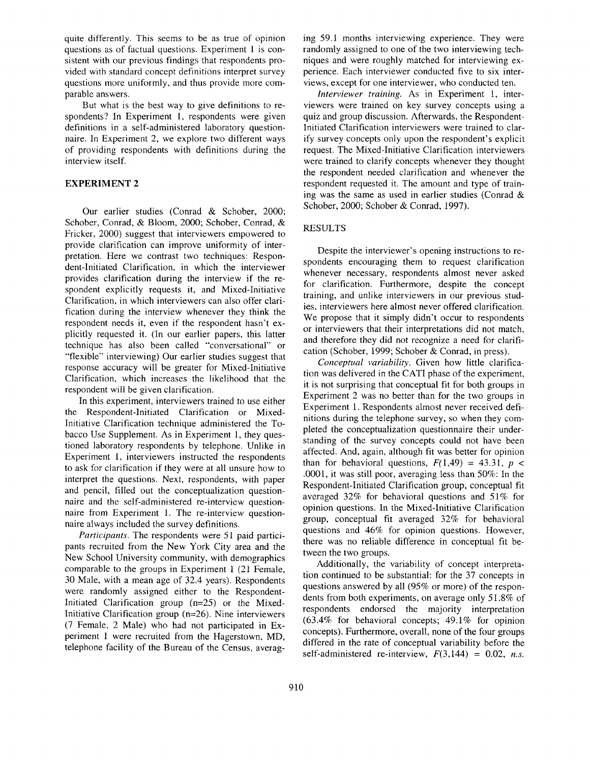quite differently. This seems to be as true of opinion questions as of factual questions. Experiment 1 is consistent with our previous findings that respondents provided with standard concept definitions interpret survey questions more uniformly, and thus provide more comparable answers.

But what is the best way to give definitions to respondents? In Experiment 1, respondents were given definitions in a self-administered laboratory questionnaire. In Experiment 2, we explore two different ways of providing respondents with definitions during the interview itself.

## EXPERIMENT 2

Our earlier studies (Conrad & Schober, 2000; Schober, Conrad, & Bloom, 2000; Schober, Conrad, & Fricker, 2000) suggest that interviewers empowered to provide clarification can improve uniformity of interpretation. Here we contrast two techniques: Respondent-Initiated Clarification, in which the interviewer provides clarification during the interview if the respondent explicitly requests it, and Mixed-Initiative Clarification, in which interviewers can also offer clarification during the interview whenever they think the respondent needs it, even if the respondent hasn't explicitly requested it. (In our earlier papers, this latter technique has also been called "conversational" or "flexible" interviewing) Our earlier studies suggest that response accuracy will be greater for Mixed-Initiative Clarification, which increases the likelihood that the respondent will be given clarification.

In this experiment, interviewers trained to use either the Respondent-Initiated Clarification or Mixed-Initiative Clarification technique administered the Tobacco Use Supplement. As in Experiment 1, they questioned laboratory respondents by telephone. Unlike in Experiment 1, interviewers instructed the respondents to ask for clarification if they were at all unsure how to interpret the questions. Next, respondents, with paper and pencil, filled out the conceptualization questionnaire and the self-administered re-interview questionnaire from Experiment 1. The re-interview questionnaire always included the survey definitions.

*Participants.* The respondents were 51 paid participants recruited from the New York City area and the New School University community, with demographics comparable to the groups in Experiment 1 (21 Female, 30 Male, with a mean age of 32.4 years). Respondents were randomly assigned either to the Respondent-Initiated Clarification group (n=25) or the Mixed-Initiative Clarification group (n=26). Nine interviewers (7 Female, 2 Male) who had not participated in Experiment 1 were recruited from the Hagerstown, MD, telephone facility of the Bureau of the Census, averaging 59.1 months interviewing experience. They were randomly assigned to one of the two interviewing techniques and were roughly matched for interviewing experience. Each interviewer conducted five to six interviews, except for one interviewer, who conducted ten.

*Interviewer training.* As in Experiment 1, interviewers were trained on key survey concepts using a quiz and group discussion. Afterwards, the Respondent-Initiated Clarification interviewers were trained to clarify survey concepts only upon the respondent's explicit request. The Mixed-Initiative Clarification interviewers were trained to clarify concepts whenever they thought the respondent needed clarification and whenever the respondent requested it. The amount and type of training was the same as used in earlier studies (Conrad & Schober, 2000; Schober & Conrad, 1997).

### RESULTS

Despite the interviewer's opening instructions to respondents encouraging them to request clarification whenever necessary, respondents almost never asked for clarification. Furthermore, despite the concept training, and unlike interviewers in our previous studies, interviewers here almost never offered clarification. We propose that it simply didn't occur to respondents or interviewers that their interpretations did not match, and therefore they did not recognize a need for clarification (Schober, 1999; Schober & Conrad, in press).

*Conceptual variability.* Given how little clarification was delivered in the CATI phase of the experiment, it is not surprising that conceptual fit for both groups in Experiment 2 was no better than for the two groups in Experiment 1. Respondents almost never received definitions during the telephone survey, so when they completed the conceptualization questionnaire their understanding of the survey concepts could not have been affected. And, again, although fit was better for opinion than for behavioral questions, $F(1,49) = 43.31$, $p < .0001$, it was still poor, averaging less than 50%: In the Respondent-Initiated Clarification group, conceptual fit averaged 32% for behavioral questions and 51% for opinion questions. In the Mixed-Initiative Clarification group, conceptual fit averaged 32% for behavioral questions and 46% for opinion questions. However, there was no reliable difference in conceptual fit between the two groups.

Additionally, the variability of concept interpretation continued to be substantial: for the 37 concepts in questions answered by all (95% or more) of the respondents from both experiments, on average only 51.8% of respondents endorsed the majority interpretation (63.4% for behavioral concepts; 49.1% for opinion concepts). Furthermore, overall, none of the four groups differed in the rate of conceptual variability before the self-administered re-interview, $F(3,144) = 0.02$, *n.s.*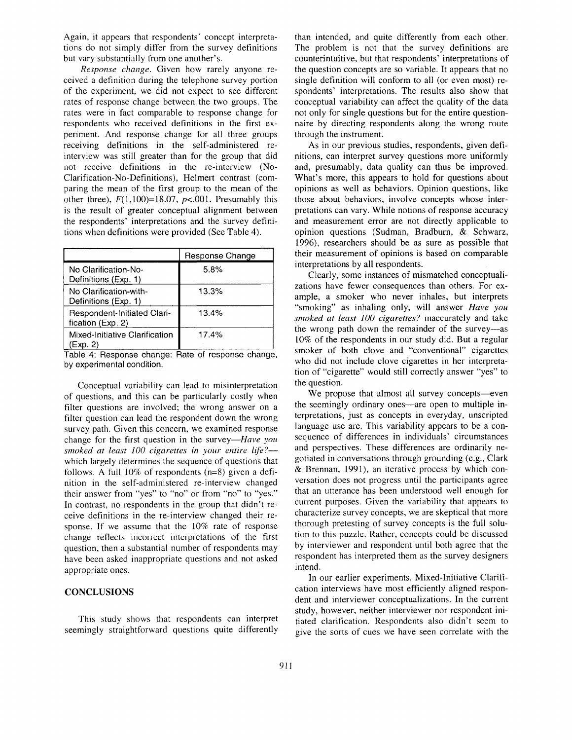Again, it appears that respondents' concept interpretations do not simply differ from the survey definitions but vary substantially from one another's.

*Response change.* Given how rarely anyone received a definition during the telephone survey portion of the experiment, we did not expect to see different rates of response change between the two groups. The rates were in fact comparable to response change for respondents who received definitions in the first experiment. And response change for all three groups receiving definitions in the self-administered re-interview was still greater than for the group that did not receive definitions in the re-interview (No-Clarification-No-Definitions), Helmert contrast (comparing the mean of the first group to the mean of the other three), $F(1,100)=18.07$, $p<.001$. Presumably this is the result of greater conceptual alignment between the respondents' interpretations and the survey definitions when definitions were provided (See Table 4).

| | Response Change |
|---|---|
| No Clarification-No-Definitions (Exp. 1) | 5.8% |
| No Clarification-with-Definitions (Exp. 1) | 13.3% |
| Respondent-Initiated Clarification (Exp. 2) | 13.4% |
| Mixed-Initiative Clarification (Exp. 2) | 17.4% |

Table 4: Response change: Rate of response change, by experimental condition.

Conceptual variability can lead to misinterpretation of questions, and this can be particularly costly when filter questions are involved; the wrong answer on a filter question can lead the respondent down the wrong survey path. Given this concern, we examined response change for the first question in the survey—*Have you smoked at least 100 cigarettes in your entire life?*—which largely determines the sequence of questions that follows. A full 10% of respondents (n=8) given a definition in the self-administered re-interview changed their answer from "yes" to "no" or from "no" to "yes." In contrast, no respondents in the group that didn't receive definitions in the re-interview changed their response. If we assume that the 10% rate of response change reflects incorrect interpretations of the first question, then a substantial number of respondents may have been asked inappropriate questions and not asked appropriate ones.

## CONCLUSIONS

This study shows that respondents can interpret seemingly straightforward questions quite differently than intended, and quite differently from each other. The problem is not that the survey definitions are counterintuitive, but that respondents' interpretations of the question concepts are so variable. It appears that no single definition will conform to all (or even most) respondents' interpretations. The results also show that conceptual variability can affect the quality of the data not only for single questions but for the entire questionnaire by directing respondents along the wrong route through the instrument.

As in our previous studies, respondents, given definitions, can interpret survey questions more uniformly and, presumably, data quality can thus be improved. What's more, this appears to hold for questions about opinions as well as behaviors. Opinion questions, like those about behaviors, involve concepts whose interpretations can vary. While notions of response accuracy and measurement error are not directly applicable to opinion questions (Sudman, Bradburn, & Schwarz, 1996), researchers should be as sure as possible that their measurement of opinions is based on comparable interpretations by all respondents.

Clearly, some instances of mismatched conceptualizations have fewer consequences than others. For example, a smoker who never inhales, but interprets "smoking" as inhaling only, will answer *Have you smoked at least 100 cigarettes?* inaccurately and take the wrong path down the remainder of the survey—as 10% of the respondents in our study did. But a regular smoker of both clove and "conventional" cigarettes who did not include clove cigarettes in her interpretation of "cigarette" would still correctly answer "yes" to the question.

We propose that almost all survey concepts—even the seemingly ordinary ones—are open to multiple interpretations, just as concepts in everyday, unscripted language use are. This variability appears to be a consequence of differences in individuals' circumstances and perspectives. These differences are ordinarily negotiated in conversations through grounding (e.g., Clark & Brennan, 1991), an iterative process by which conversation does not progress until the participants agree that an utterance has been understood well enough for current purposes. Given the variability that appears to characterize survey concepts, we are skeptical that more thorough pretesting of survey concepts is the full solution to this puzzle. Rather, concepts could be discussed by interviewer and respondent until both agree that the respondent has interpreted them as the survey designers intend.

In our earlier experiments, Mixed-Initiative Clarification interviews have most efficiently aligned respondent and interviewer conceptualizations. In the current study, however, neither interviewer nor respondent initiated clarification. Respondents also didn't seem to give the sorts of cues we have seen correlate with the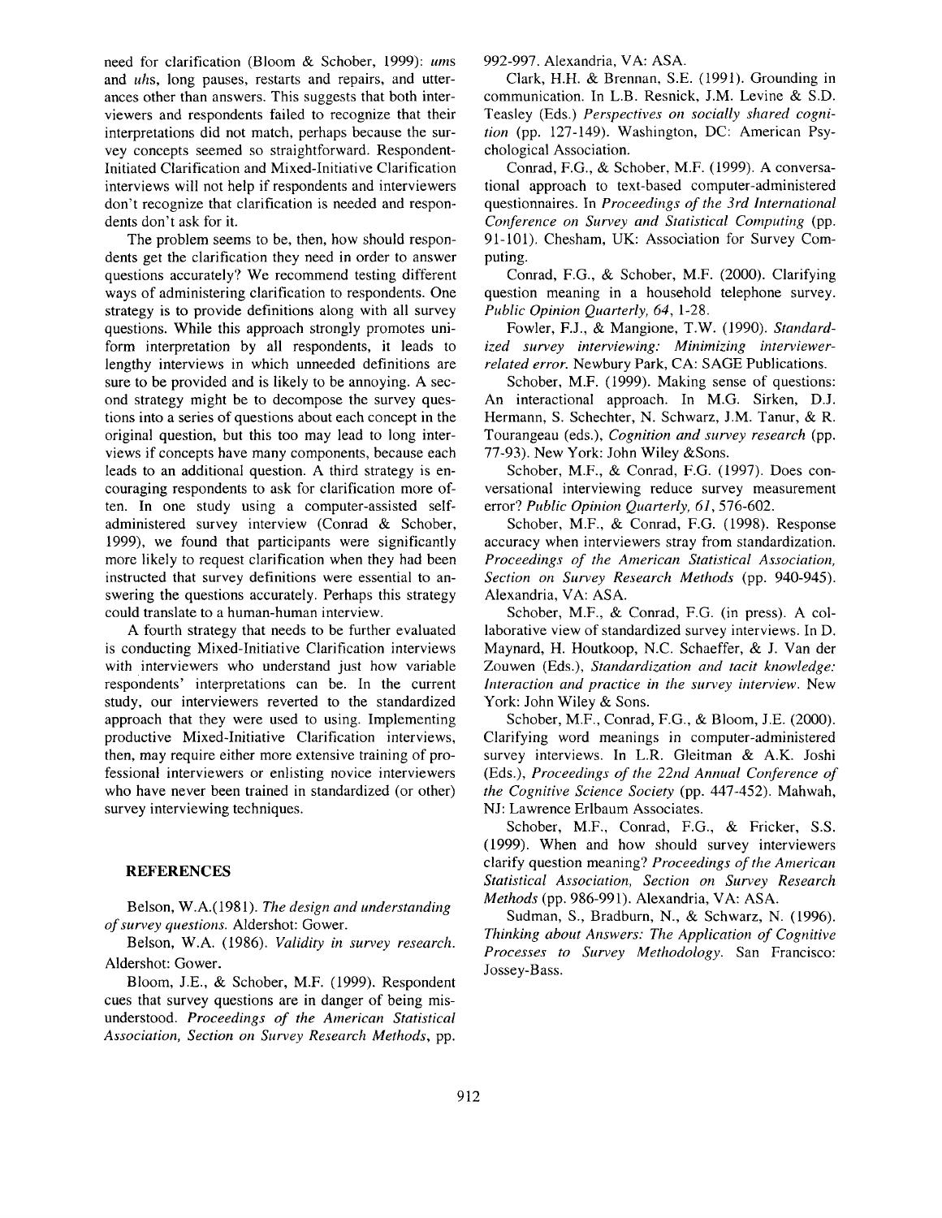need for clarification (Bloom & Schober, 1999): *ums* and *uhs*, long pauses, restarts and repairs, and utterances other than answers. This suggests that both interviewers and respondents failed to recognize that their interpretations did not match, perhaps because the survey concepts seemed so straightforward. Respondent-Initiated Clarification and Mixed-Initiative Clarification interviews will not help if respondents and interviewers don't recognize that clarification is needed and respondents don't ask for it.

The problem seems to be, then, how should respondents get the clarification they need in order to answer questions accurately? We recommend testing different ways of administering clarification to respondents. One strategy is to provide definitions along with all survey questions. While this approach strongly promotes uniform interpretation by all respondents, it leads to lengthy interviews in which unneeded definitions are sure to be provided and is likely to be annoying. A second strategy might be to decompose the survey questions into a series of questions about each concept in the original question, but this too may lead to long interviews if concepts have many components, because each leads to an additional question. A third strategy is encouraging respondents to ask for clarification more often. In one study using a computer-assisted self-administered survey interview (Conrad & Schober, 1999), we found that participants were significantly more likely to request clarification when they had been instructed that survey definitions were essential to answering the questions accurately. Perhaps this strategy could translate to a human-human interview.

A fourth strategy that needs to be further evaluated is conducting Mixed-Initiative Clarification interviews with interviewers who understand just how variable respondents' interpretations can be. In the current study, our interviewers reverted to the standardized approach that they were used to using. Implementing productive Mixed-Initiative Clarification interviews, then, may require either more extensive training of professional interviewers or enlisting novice interviewers who have never been trained in standardized (or other) survey interviewing techniques.

## REFERENCES

Belson, W.A.(1981). *The design and understanding of survey questions.* Aldershot: Gower.

Belson, W.A. (1986). *Validity in survey research.* Aldershot: Gower.

Bloom, J.E., & Schober, M.F. (1999). Respondent cues that survey questions are in danger of being misunderstood. *Proceedings of the American Statistical Association, Section on Survey Research Methods*, pp. 992-997. Alexandria, VA: ASA.

Clark, H.H. & Brennan, S.E. (1991). Grounding in communication. In L.B. Resnick, J.M. Levine & S.D. Teasley (Eds.) *Perspectives on socially shared cognition* (pp. 127-149). Washington, DC: American Psychological Association.

Conrad, F.G., & Schober, M.F. (1999). A conversational approach to text-based computer-administered questionnaires. In *Proceedings of the 3rd International Conference on Survey and Statistical Computing* (pp. 91-101). Chesham, UK: Association for Survey Computing.

Conrad, F.G., & Schober, M.F. (2000). Clarifying question meaning in a household telephone survey. *Public Opinion Quarterly, 64*, 1-28.

Fowler, F.J., & Mangione, T.W. (1990). *Standardized survey interviewing: Minimizing interviewer-related error.* Newbury Park, CA: SAGE Publications.

Schober, M.F. (1999). Making sense of questions: An interactional approach. In M.G. Sirken, D.J. Hermann, S. Schechter, N. Schwarz, J.M. Tanur, & R. Tourangeau (eds.), *Cognition and survey research* (pp. 77-93). New York: John Wiley &Sons.

Schober, M.F., & Conrad, F.G. (1997). Does conversational interviewing reduce survey measurement error? *Public Opinion Quarterly, 61*, 576-602.

Schober, M.F., & Conrad, F.G. (1998). Response accuracy when interviewers stray from standardization. *Proceedings of the American Statistical Association, Section on Survey Research Methods* (pp. 940-945). Alexandria, VA: ASA.

Schober, M.F., & Conrad, F.G. (in press). A collaborative view of standardized survey interviews. In D. Maynard, H. Houtkoop, N.C. Schaeffer, & J. Van der Zouwen (Eds.), *Standardization and tacit knowledge: Interaction and practice in the survey interview.* New York: John Wiley & Sons.

Schober, M.F., Conrad, F.G., & Bloom, J.E. (2000). Clarifying word meanings in computer-administered survey interviews. In L.R. Gleitman & A.K. Joshi (Eds.), *Proceedings of the 22nd Annual Conference of the Cognitive Science Society* (pp. 447-452). Mahwah, NJ: Lawrence Erlbaum Associates.

Schober, M.F., Conrad, F.G., & Fricker, S.S. (1999). When and how should survey interviewers clarify question meaning? *Proceedings of the American Statistical Association, Section on Survey Research Methods* (pp. 986-991). Alexandria, VA: ASA.

Sudman, S., Bradburn, N., & Schwarz, N. (1996). *Thinking about Answers: The Application of Cognitive Processes to Survey Methodology.* San Francisco: Jossey-Bass.